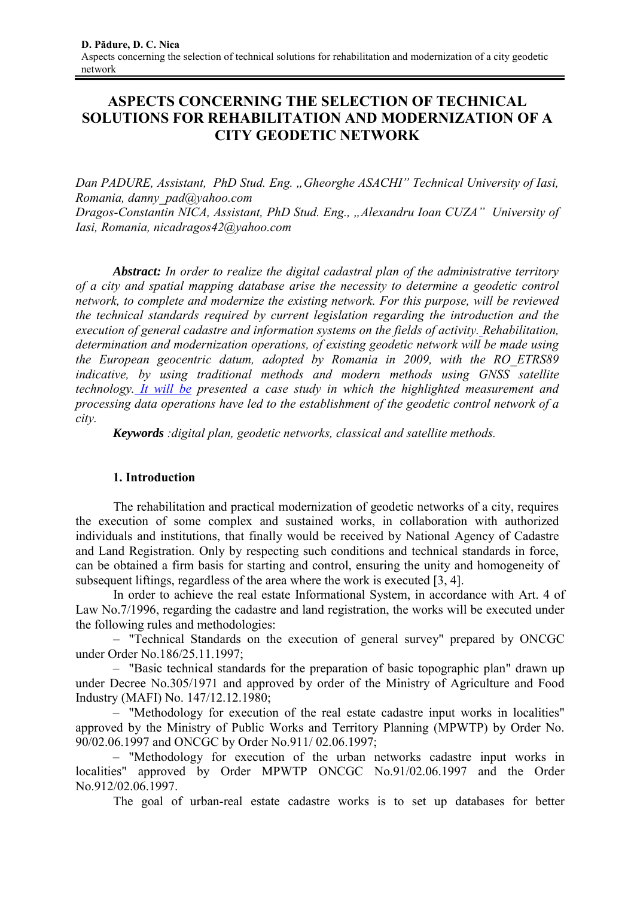# ASPECTS CONCERNING THE SELECTION OF TECHNICAL SOLUTIONS FOR REHABILITATION AND MODERNIZATION OF A CITY GEODETIC NETWORK

*Dan PADURE, Assistant, PhD Stud. Eng. „Gheorghe ASACHI" Technical University of Iasi, Romania, danny_pad@yahoo.com*
*Dragos-Constantin NICA, Assistant, PhD Stud. Eng., „Alexandru Ioan CUZA" University of Iasi, Romania, nicadragos42@yahoo.com*

***Abstract:*** *In order to realize the digital cadastral plan of the administrative territory of a city and spatial mapping database arise the necessity to determine a geodetic control network, to complete and modernize the existing network. For this purpose, will be reviewed the technical standards required by current legislation regarding the introduction and the execution of general cadastre and information systems on the fields of activity. Rehabilitation, determination and modernization operations, of existing geodetic network will be made using the European geocentric datum, adopted by Romania in 2009, with the RO_ETRS89 indicative, by using traditional methods and modern methods using GNSS satellite technology. It will be presented a case study in which the highlighted measurement and processing data operations have led to the establishment of the geodetic control network of a city.*

***Keywords*** *:digital plan, geodetic networks, classical and satellite methods.*

## 1. Introduction

The rehabilitation and practical modernization of geodetic networks of a city, requires the execution of some complex and sustained works, in collaboration with authorized individuals and institutions, that finally would be received by National Agency of Cadastre and Land Registration. Only by respecting such conditions and technical standards in force, can be obtained a firm basis for starting and control, ensuring the unity and homogeneity of subsequent liftings, regardless of the area where the work is executed [3, 4].

In order to achieve the real estate Informational System, in accordance with Art. 4 of Law No.7/1996, regarding the cadastre and land registration, the works will be executed under the following rules and methodologies:

– "Technical Standards on the execution of general survey" prepared by ONCGC under Order No.186/25.11.1997;

– "Basic technical standards for the preparation of basic topographic plan" drawn up under Decree No.305/1971 and approved by order of the Ministry of Agriculture and Food Industry (MAFI) No. 147/12.12.1980;

– "Methodology for execution of the real estate cadastre input works in localities" approved by the Ministry of Public Works and Territory Planning (MPWTP) by Order No. 90/02.06.1997 and ONCGC by Order No.911/ 02.06.1997;

– "Methodology for execution of the urban networks cadastre input works in localities" approved by Order MPWTP ONCGC No.91/02.06.1997 and the Order No.912/02.06.1997.

The goal of urban-real estate cadastre works is to set up databases for better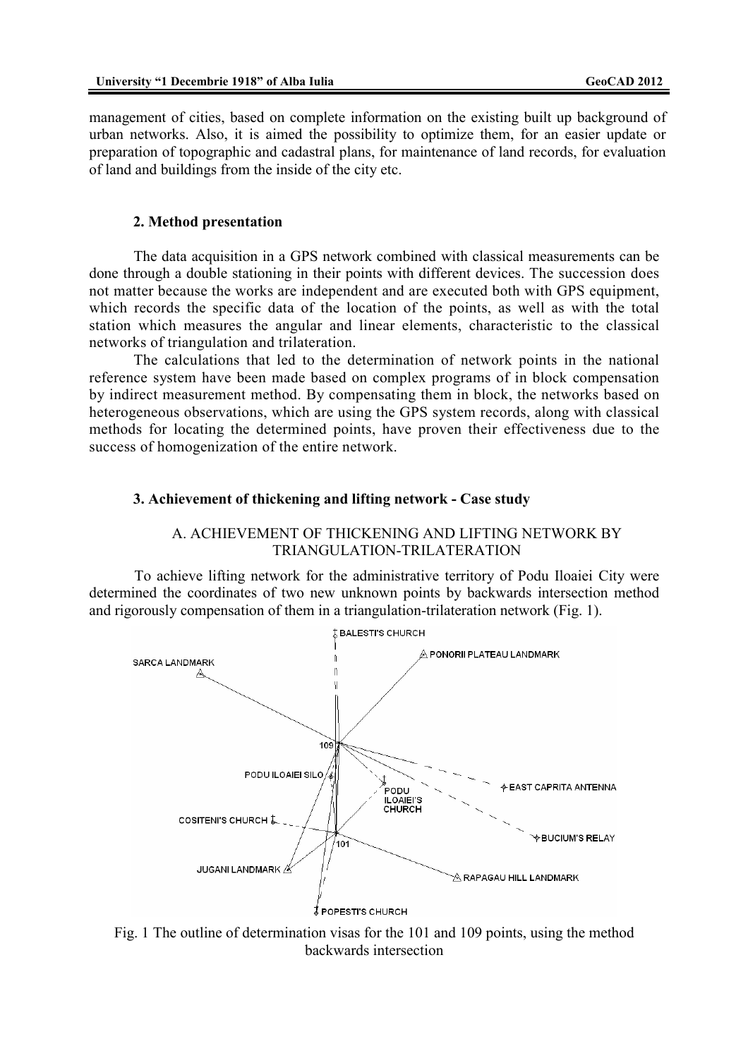management of cities, based on complete information on the existing built up background of urban networks. Also, it is aimed the possibility to optimize them, for an easier update or preparation of topographic and cadastral plans, for maintenance of land records, for evaluation of land and buildings from the inside of the city etc.

## 2. Method presentation

The data acquisition in a GPS network combined with classical measurements can be done through a double stationing in their points with different devices. The succession does not matter because the works are independent and are executed both with GPS equipment, which records the specific data of the location of the points, as well as with the total station which measures the angular and linear elements, characteristic to the classical networks of triangulation and trilateration.

The calculations that led to the determination of network points in the national reference system have been made based on complex programs of in block compensation by indirect measurement method. By compensating them in block, the networks based on heterogeneous observations, which are using the GPS system records, along with classical methods for locating the determined points, have proven their effectiveness due to the success of homogenization of the entire network.

## 3. Achievement of thickening and lifting network - Case study

### A. ACHIEVEMENT OF THICKENING AND LIFTING NETWORK BY TRIANGULATION-TRILATERATION

To achieve lifting network for the administrative territory of Podu Iloaiei City were determined the coordinates of two new unknown points by backwards intersection method and rigorously compensation of them in a triangulation-trilateration network (Fig. 1).

Fig. 1 The outline of determination visas for the 101 and 109 points, using the method backwards intersection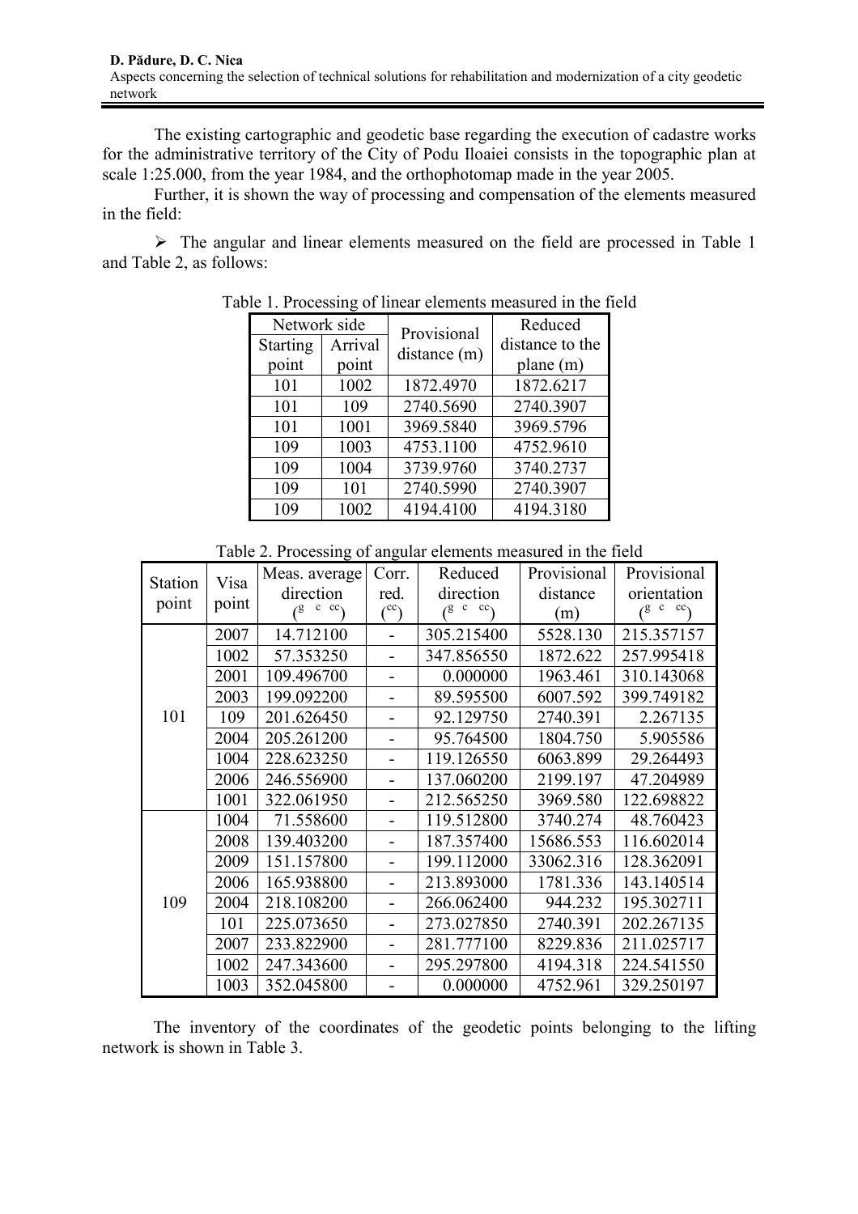The existing cartographic and geodetic base regarding the execution of cadastre works for the administrative territory of the City of Podu Iloaiei consists in the topographic plan at scale 1:25.000, from the year 1984, and the orthophotomap made in the year 2005.

Further, it is shown the way of processing and compensation of the elements measured in the field:

➢ The angular and linear elements measured on the field are processed in Table 1 and Table 2, as follows:

Table 1. Processing of linear elements measured in the field

| Network side | | Provisional distance (m) | Reduced distance to the plane (m) |
|---|---|---|---|
| Starting point | Arrival point | | |
| 101 | 1002 | 1872.4970 | 1872.6217 |
| 101 | 109 | 2740.5690 | 2740.3907 |
| 101 | 1001 | 3969.5840 | 3969.5796 |
| 109 | 1003 | 4753.1100 | 4752.9610 |
| 109 | 1004 | 3739.9760 | 3740.2737 |
| 109 | 101 | 2740.5990 | 2740.3907 |
| 109 | 1002 | 4194.4100 | 4194.3180 |

Table 2. Processing of angular elements measured in the field

| Station point | Visa point | Meas. average direction ($^{g\ c\ cc}$) | Corr. red. ($^{cc}$) | Reduced direction ($^{g\ c\ cc}$) | Provisional distance (m) | Provisional orientation ($^{g\ c\ cc}$) |
|---|---|---|---|---|---|---|
| 101 | 2007 | 14.712100 | - | 305.215400 | 5528.130 | 215.357157 |
| | 1002 | 57.353250 | - | 347.856550 | 1872.622 | 257.995418 |
| | 2001 | 109.496700 | - | 0.000000 | 1963.461 | 310.143068 |
| | 2003 | 199.092200 | - | 89.595500 | 6007.592 | 399.749182 |
| | 109 | 201.626450 | - | 92.129750 | 2740.391 | 2.267135 |
| | 2004 | 205.261200 | - | 95.764500 | 1804.750 | 5.905586 |
| | 1004 | 228.623250 | - | 119.126550 | 6063.899 | 29.264493 |
| | 2006 | 246.556900 | - | 137.060200 | 2199.197 | 47.204989 |
| | 1001 | 322.061950 | - | 212.565250 | 3969.580 | 122.698822 |
| 109 | 1004 | 71.558600 | - | 119.512800 | 3740.274 | 48.760423 |
| | 2008 | 139.403200 | - | 187.357400 | 15686.553 | 116.602014 |
| | 2009 | 151.157800 | - | 199.112000 | 33062.316 | 128.362091 |
| | 2006 | 165.938800 | - | 213.893000 | 1781.336 | 143.140514 |
| | 2004 | 218.108200 | - | 266.062400 | 944.232 | 195.302711 |
| | 101 | 225.073650 | - | 273.027850 | 2740.391 | 202.267135 |
| | 2007 | 233.822900 | - | 281.777100 | 8229.836 | 211.025717 |
| | 1002 | 247.343600 | - | 295.297800 | 4194.318 | 224.541550 |
| | 1003 | 352.045800 | - | 0.000000 | 4752.961 | 329.250197 |

The inventory of the coordinates of the geodetic points belonging to the lifting network is shown in Table 3.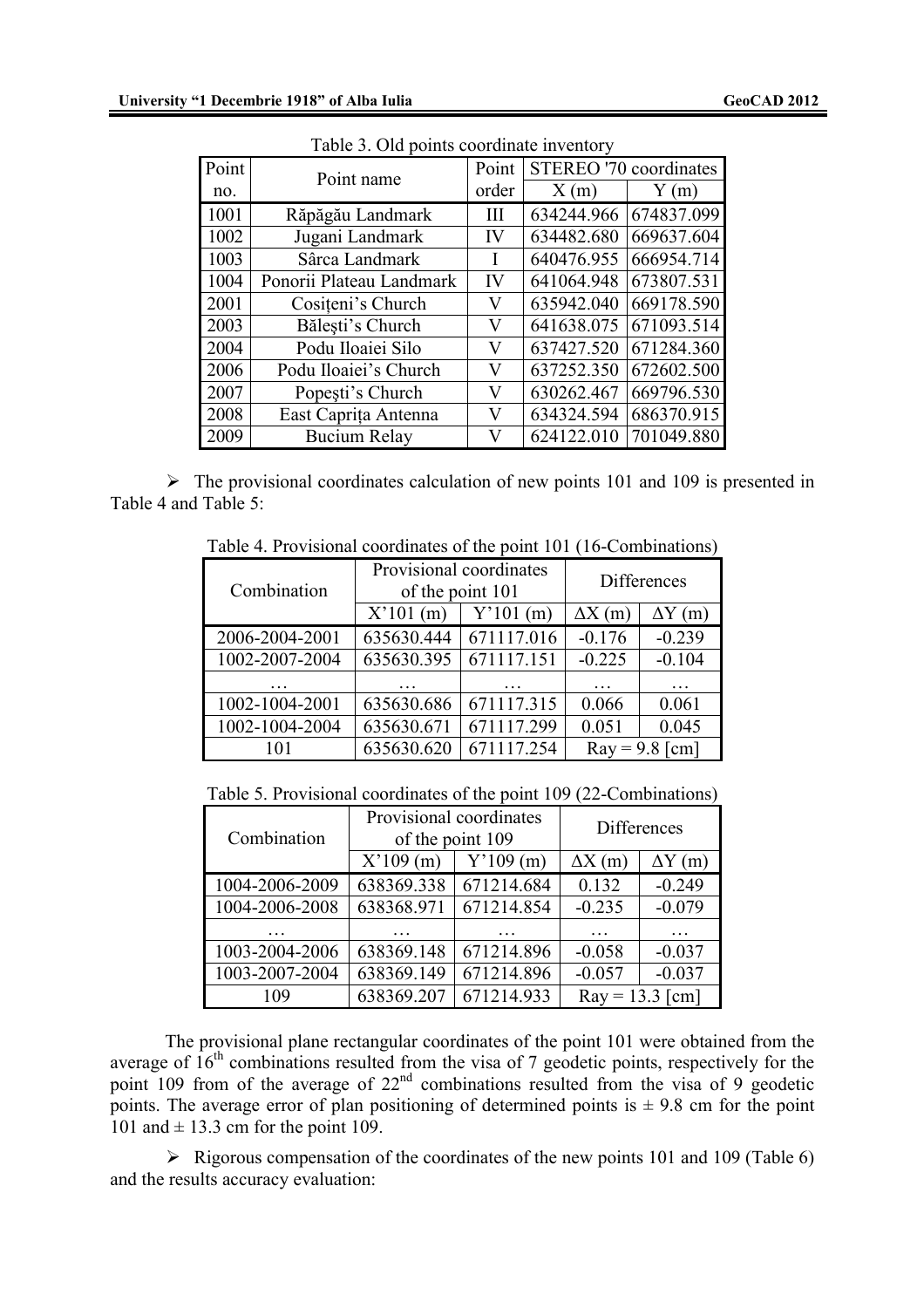Table 3. Old points coordinate inventory

| Point no. | Point name | Point order | STEREO '70 coordinates | |
|---|---|---|---|---|
| | | | X (m) | Y (m) |
| 1001 | Răpăgău Landmark | III | 634244.966 | 674837.099 |
| 1002 | Jugani Landmark | IV | 634482.680 | 669637.604 |
| 1003 | Sârca Landmark | I | 640476.955 | 666954.714 |
| 1004 | Ponorii Plateau Landmark | IV | 641064.948 | 673807.531 |
| 2001 | Cosițeni's Church | V | 635942.040 | 669178.590 |
| 2003 | Bălești's Church | V | 641638.075 | 671093.514 |
| 2004 | Podu Iloaiei Silo | V | 637427.520 | 671284.360 |
| 2006 | Podu Iloaiei's Church | V | 637252.350 | 672602.500 |
| 2007 | Popești's Church | V | 630262.467 | 669796.530 |
| 2008 | East Caprița Antenna | V | 634324.594 | 686370.915 |
| 2009 | Bucium Relay | V | 624122.010 | 701049.880 |

- The provisional coordinates calculation of new points 101 and 109 is presented in Table 4 and Table 5:

Table 4. Provisional coordinates of the point 101 (16-Combinations)

| Combination | Provisional coordinates of the point 101 | | Differences | |
|---|---|---|---|---|
| | X'101 (m) | Y'101 (m) | ΔX (m) | ΔY (m) |
| 2006-2004-2001 | 635630.444 | 671117.016 | -0.176 | -0.239 |
| 1002-2007-2004 | 635630.395 | 671117.151 | -0.225 | -0.104 |
| … | … | … | … | … |
| 1002-1004-2001 | 635630.686 | 671117.315 | 0.066 | 0.061 |
| 1002-1004-2004 | 635630.671 | 671117.299 | 0.051 | 0.045 |
| 101 | 635630.620 | 671117.254 | Ray = 9.8 [cm] | |

Table 5. Provisional coordinates of the point 109 (22-Combinations)

| Combination | Provisional coordinates of the point 109 | | Differences | |
|---|---|---|---|---|
| | X'109 (m) | Y'109 (m) | ΔX (m) | ΔY (m) |
| 1004-2006-2009 | 638369.338 | 671214.684 | 0.132 | -0.249 |
| 1004-2006-2008 | 638368.971 | 671214.854 | -0.235 | -0.079 |
| … | … | … | … | … |
| 1003-2004-2006 | 638369.148 | 671214.896 | -0.058 | -0.037 |
| 1003-2007-2004 | 638369.149 | 671214.896 | -0.057 | -0.037 |
| 109 | 638369.207 | 671214.933 | Ray = 13.3 [cm] | |

The provisional plane rectangular coordinates of the point 101 were obtained from the average of 16[th] combinations resulted from the visa of 7 geodetic points, respectively for the point 109 from of the average of 22[nd] combinations resulted from the visa of 9 geodetic points. The average error of plan positioning of determined points is ± 9.8 cm for the point 101 and ± 13.3 cm for the point 109.

- Rigorous compensation of the coordinates of the new points 101 and 109 (Table 6) and the results accuracy evaluation: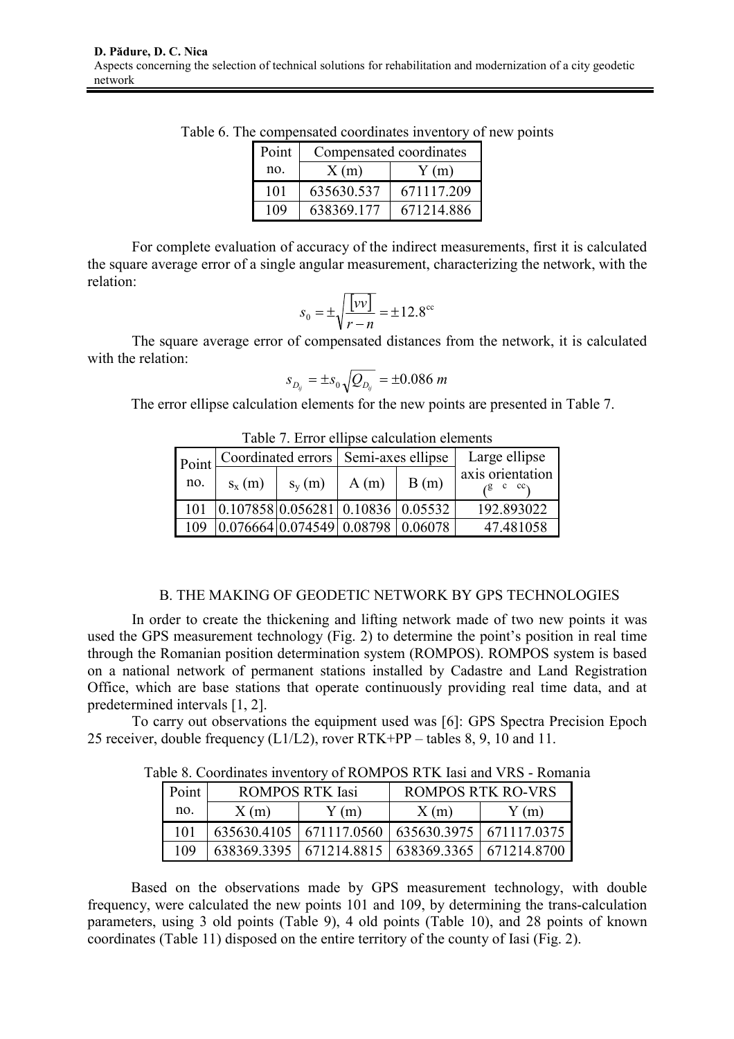Table 6. The compensated coordinates inventory of new points

| Point no. | Compensated coordinates | |
|---|---|---|
| | X (m) | Y (m) |
| 101 | 635630.537 | 671117.209 |
| 109 | 638369.177 | 671214.886 |

For complete evaluation of accuracy of the indirect measurements, first it is calculated the square average error of a single angular measurement, characterizing the network, with the relation:

$$s_0 = \pm\sqrt{\frac{[vv]}{r-n}} = \pm 12.8^{cc}$$

The square average error of compensated distances from the network, it is calculated with the relation:

$$s_{D_{ij}} = \pm s_0 \sqrt{Q_{D_{ij}}} = \pm 0.086\ m$$

The error ellipse calculation elements for the new points are presented in Table 7.

Table 7. Error ellipse calculation elements

| Point no. | Coordinated errors | | Semi-axes ellipse | | Large ellipse axis orientation ($^{g\ c\ cc}$) |
|---|---|---|---|---|---|
| | $s_x$ (m) | $s_y$ (m) | A (m) | B (m) | |
| 101 | 0.107858 | 0.056281 | 0.10836 | 0.05532 | 192.893022 |
| 109 | 0.076664 | 0.074549 | 0.08798 | 0.06078 | 47.481058 |

## B. THE MAKING OF GEODETIC NETWORK BY GPS TECHNOLOGIES

In order to create the thickening and lifting network made of two new points it was used the GPS measurement technology (Fig. 2) to determine the point's position in real time through the Romanian position determination system (ROMPOS). ROMPOS system is based on a national network of permanent stations installed by Cadastre and Land Registration Office, which are base stations that operate continuously providing real time data, and at predetermined intervals [1, 2].

To carry out observations the equipment used was [6]: GPS Spectra Precision Epoch 25 receiver, double frequency (L1/L2), rover RTK+PP – tables 8, 9, 10 and 11.

Table 8. Coordinates inventory of ROMPOS RTK Iasi and VRS - Romania

| Point no. | ROMPOS RTK Iasi | | ROMPOS RTK RO-VRS | |
|---|---|---|---|---|
| | X (m) | Y (m) | X (m) | Y (m) |
| 101 | 635630.4105 | 671117.0560 | 635630.3975 | 671117.0375 |
| 109 | 638369.3395 | 671214.8815 | 638369.3365 | 671214.8700 |

Based on the observations made by GPS measurement technology, with double frequency, were calculated the new points 101 and 109, by determining the trans-calculation parameters, using 3 old points (Table 9), 4 old points (Table 10), and 28 points of known coordinates (Table 11) disposed on the entire territory of the county of Iasi (Fig. 2).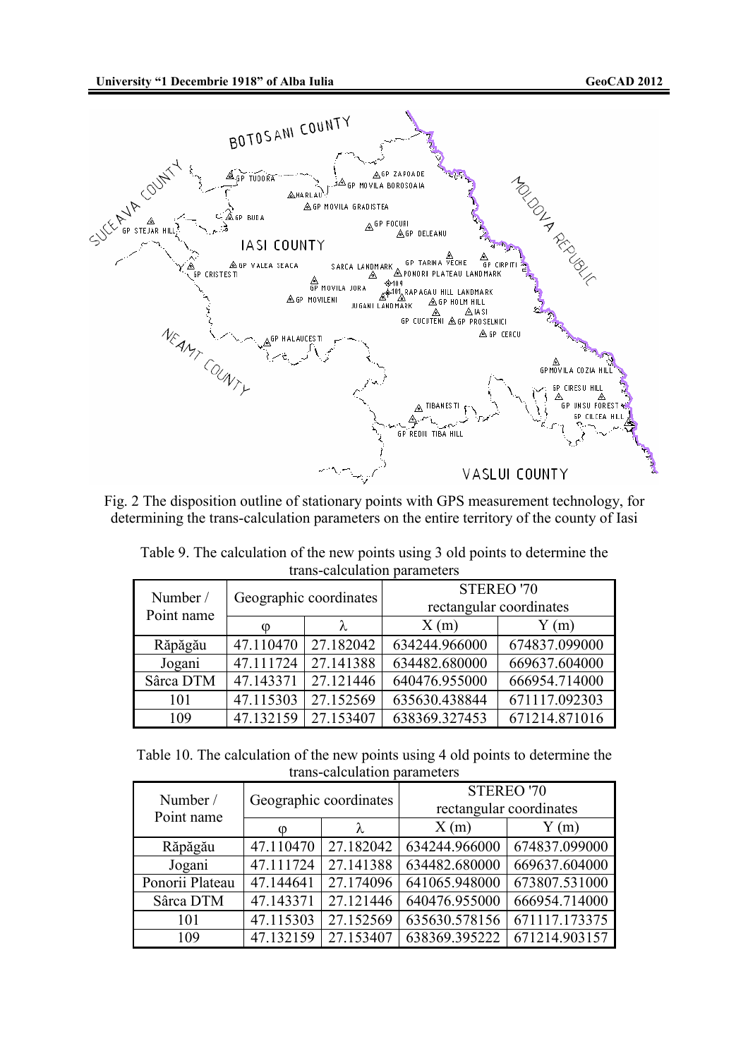Fig. 2 The disposition outline of stationary points with GPS measurement technology, for determining the trans-calculation parameters on the entire territory of the county of Iasi

Table 9. The calculation of the new points using 3 old points to determine the trans-calculation parameters

| Number / Point name | Geographic coordinates | | STEREO '70 rectangular coordinates | |
|---|---|---|---|---|
| | φ | λ | X (m) | Y (m) |
| Răpăgău | 47.110470 | 27.182042 | 634244.966000 | 674837.099000 |
| Jogani | 47.111724 | 27.141388 | 634482.680000 | 669637.604000 |
| Sârca DTM | 47.143371 | 27.121446 | 640476.955000 | 666954.714000 |
| 101 | 47.115303 | 27.152569 | 635630.438844 | 671117.092303 |
| 109 | 47.132159 | 27.153407 | 638369.327453 | 671214.871016 |

Table 10. The calculation of the new points using 4 old points to determine the trans-calculation parameters

| Number / Point name | Geographic coordinates | | STEREO '70 rectangular coordinates | |
|---|---|---|---|---|
| | φ | λ | X (m) | Y (m) |
| Răpăgău | 47.110470 | 27.182042 | 634244.966000 | 674837.099000 |
| Jogani | 47.111724 | 27.141388 | 634482.680000 | 669637.604000 |
| Ponorii Plateau | 47.144641 | 27.174096 | 641065.948000 | 673807.531000 |
| Sârca DTM | 47.143371 | 27.121446 | 640476.955000 | 666954.714000 |
| 101 | 47.115303 | 27.152569 | 635630.578156 | 671117.173375 |
| 109 | 47.132159 | 27.153407 | 638369.395222 | 671214.903157 |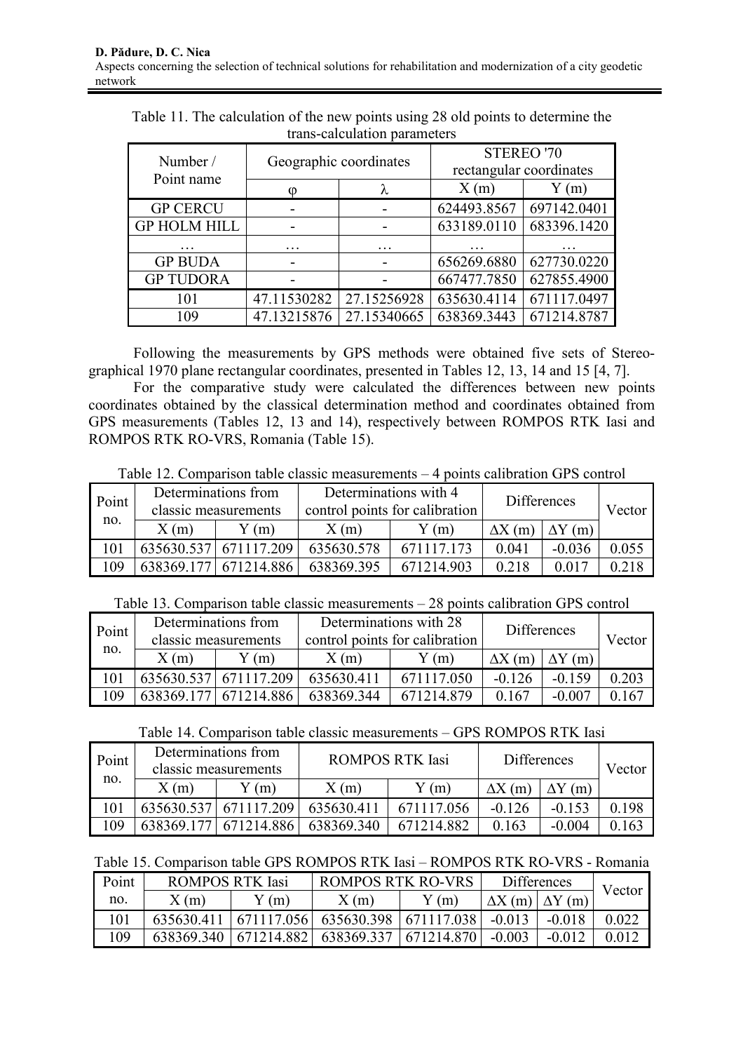Table 11. The calculation of the new points using 28 old points to determine the trans-calculation parameters

| Number / Point name | Geographic coordinates | | STEREO '70 rectangular coordinates | |
|---|---|---|---|---|
| | φ | λ | X (m) | Y (m) |
| GP CERCU | - | - | 624493.8567 | 697142.0401 |
| GP HOLM HILL | - | - | 633189.0110 | 683396.1420 |
| … | … | … | … | … |
| GP BUDA | - | - | 656269.6880 | 627730.0220 |
| GP TUDORA | - | - | 667477.7850 | 627855.4900 |
| 101 | 47.11530282 | 27.15256928 | 635630.4114 | 671117.0497 |
| 109 | 47.13215876 | 27.15340665 | 638369.3443 | 671214.8787 |

Following the measurements by GPS methods were obtained five sets of Stereographical 1970 plane rectangular coordinates, presented in Tables 12, 13, 14 and 15 [4, 7].

For the comparative study were calculated the differences between new points coordinates obtained by the classical determination method and coordinates obtained from GPS measurements (Tables 12, 13 and 14), respectively between ROMPOS RTK Iasi and ROMPOS RTK RO-VRS, Romania (Table 15).

Table 12. Comparison table classic measurements – 4 points calibration GPS control

| Point no. | Determinations from classic measurements | | Determinations with 4 control points for calibration | | Differences | | Vector |
|---|---|---|---|---|---|---|---|
| | X (m) | Y (m) | X (m) | Y (m) | ΔX (m) | ΔY (m) | |
| 101 | 635630.537 | 671117.209 | 635630.578 | 671117.173 | 0.041 | -0.036 | 0.055 |
| 109 | 638369.177 | 671214.886 | 638369.395 | 671214.903 | 0.218 | 0.017 | 0.218 |

Table 13. Comparison table classic measurements – 28 points calibration GPS control

| Point no. | Determinations from classic measurements | | Determinations with 28 control points for calibration | | Differences | | Vector |
|---|---|---|---|---|---|---|---|
| | X (m) | Y (m) | X (m) | Y (m) | ΔX (m) | ΔY (m) | |
| 101 | 635630.537 | 671117.209 | 635630.411 | 671117.050 | -0.126 | -0.159 | 0.203 |
| 109 | 638369.177 | 671214.886 | 638369.344 | 671214.879 | 0.167 | -0.007 | 0.167 |

Table 14. Comparison table classic measurements – GPS ROMPOS RTK Iasi

| Point no. | Determinations from classic measurements | | ROMPOS RTK Iasi | | Differences | | Vector |
|---|---|---|---|---|---|---|---|
| | X (m) | Y (m) | X (m) | Y (m) | ΔX (m) | ΔY (m) | |
| 101 | 635630.537 | 671117.209 | 635630.411 | 671117.056 | -0.126 | -0.153 | 0.198 |
| 109 | 638369.177 | 671214.886 | 638369.340 | 671214.882 | 0.163 | -0.004 | 0.163 |

Table 15. Comparison table GPS ROMPOS RTK Iasi – ROMPOS RTK RO-VRS - Romania

| Point no. | ROMPOS RTK Iasi | | ROMPOS RTK RO-VRS | | Differences | | Vector |
|---|---|---|---|---|---|---|---|
| | X (m) | Y (m) | X (m) | Y (m) | ΔX (m) | ΔY (m) | |
| 101 | 635630.411 | 671117.056 | 635630.398 | 671117.038 | -0.013 | -0.018 | 0.022 |
| 109 | 638369.340 | 671214.882 | 638369.337 | 671214.870 | -0.003 | -0.012 | 0.012 |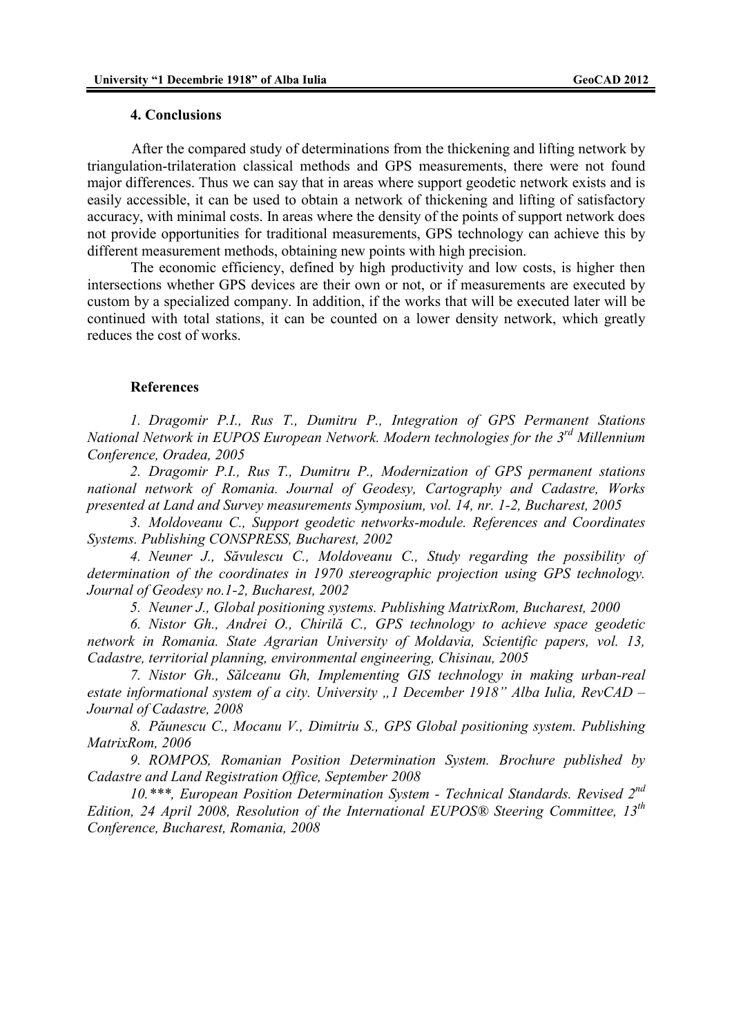## 4. Conclusions

After the compared study of determinations from the thickening and lifting network by triangulation-trilateration classical methods and GPS measurements, there were not found major differences. Thus we can say that in areas where support geodetic network exists and is easily accessible, it can be used to obtain a network of thickening and lifting of satisfactory accuracy, with minimal costs. In areas where the density of the points of support network does not provide opportunities for traditional measurements, GPS technology can achieve this by different measurement methods, obtaining new points with high precision.

The economic efficiency, defined by high productivity and low costs, is higher then intersections whether GPS devices are their own or not, or if measurements are executed by custom by a specialized company. In addition, if the works that will be executed later will be continued with total stations, it can be counted on a lower density network, which greatly reduces the cost of works.

## References

*1. Dragomir P.I., Rus T., Dumitru P., Integration of GPS Permanent Stations National Network in EUPOS European Network. Modern technologies for the 3rd Millennium Conference, Oradea, 2005*

*2. Dragomir P.I., Rus T., Dumitru P., Modernization of GPS permanent stations national network of Romania. Journal of Geodesy, Cartography and Cadastre, Works presented at Land and Survey measurements Symposium, vol. 14, nr. 1-2, Bucharest, 2005*

*3. Moldoveanu C., Support geodetic networks-module. References and Coordinates Systems. Publishing CONSPRESS, Bucharest, 2002*

*4. Neuner J., Săvulescu C., Moldoveanu C., Study regarding the possibility of determination of the coordinates in 1970 stereographic projection using GPS technology. Journal of Geodesy no.1-2, Bucharest, 2002*

*5. Neuner J., Global positioning systems. Publishing MatrixRom, Bucharest, 2000*

*6. Nistor Gh., Andrei O., Chirilă C., GPS technology to achieve space geodetic network in Romania. State Agrarian University of Moldavia, Scientific papers, vol. 13, Cadastre, territorial planning, environmental engineering, Chisinau, 2005*

*7. Nistor Gh., Sălceanu Gh, Implementing GIS technology in making urban-real estate informational system of a city. University „1 December 1918" Alba Iulia, RevCAD – Journal of Cadastre, 2008*

*8. Păunescu C., Mocanu V., Dimitriu S., GPS Global positioning system. Publishing MatrixRom, 2006*

*9. ROMPOS, Romanian Position Determination System. Brochure published by Cadastre and Land Registration Office, September 2008*

*10.\*\*\*, European Position Determination System - Technical Standards. Revised 2nd Edition, 24 April 2008, Resolution of the International EUPOS® Steering Committee, 13th Conference, Bucharest, Romania, 2008*